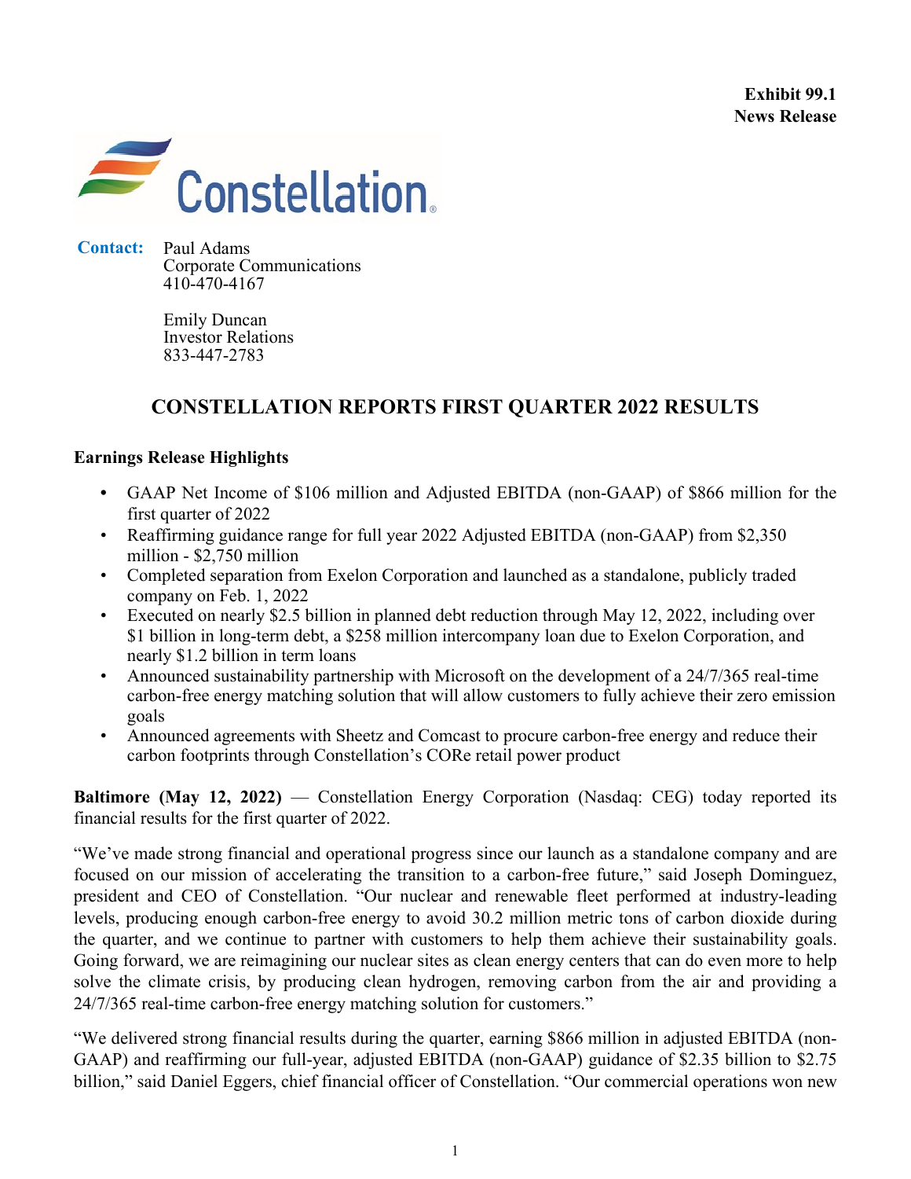**Exhibit 99.1**
**News Release**

Constellation

**Contact:** Paul Adams
Corporate Communications
410-470-4167

Emily Duncan
Investor Relations
833-447-2783

# CONSTELLATION REPORTS FIRST QUARTER 2022 RESULTS

**Earnings Release Highlights**

- GAAP Net Income of $106 million and Adjusted EBITDA (non-GAAP) of $866 million for the first quarter of 2022
- Reaffirming guidance range for full year 2022 Adjusted EBITDA (non-GAAP) from $2,350 million - $2,750 million
- Completed separation from Exelon Corporation and launched as a standalone, publicly traded company on Feb. 1, 2022
- Executed on nearly $2.5 billion in planned debt reduction through May 12, 2022, including over $1 billion in long-term debt, a $258 million intercompany loan due to Exelon Corporation, and nearly $1.2 billion in term loans
- Announced sustainability partnership with Microsoft on the development of a 24/7/365 real-time carbon-free energy matching solution that will allow customers to fully achieve their zero emission goals
- Announced agreements with Sheetz and Comcast to procure carbon-free energy and reduce their carbon footprints through Constellation's CORe retail power product

**Baltimore (May 12, 2022)** — Constellation Energy Corporation (Nasdaq: CEG) today reported its financial results for the first quarter of 2022.

"We've made strong financial and operational progress since our launch as a standalone company and are focused on our mission of accelerating the transition to a carbon-free future," said Joseph Dominguez, president and CEO of Constellation. "Our nuclear and renewable fleet performed at industry-leading levels, producing enough carbon-free energy to avoid 30.2 million metric tons of carbon dioxide during the quarter, and we continue to partner with customers to help them achieve their sustainability goals. Going forward, we are reimagining our nuclear sites as clean energy centers that can do even more to help solve the climate crisis, by producing clean hydrogen, removing carbon from the air and providing a 24/7/365 real-time carbon-free energy matching solution for customers."

"We delivered strong financial results during the quarter, earning $866 million in adjusted EBITDA (non-GAAP) and reaffirming our full-year, adjusted EBITDA (non-GAAP) guidance of $2.35 billion to $2.75 billion," said Daniel Eggers, chief financial officer of Constellation. "Our commercial operations won new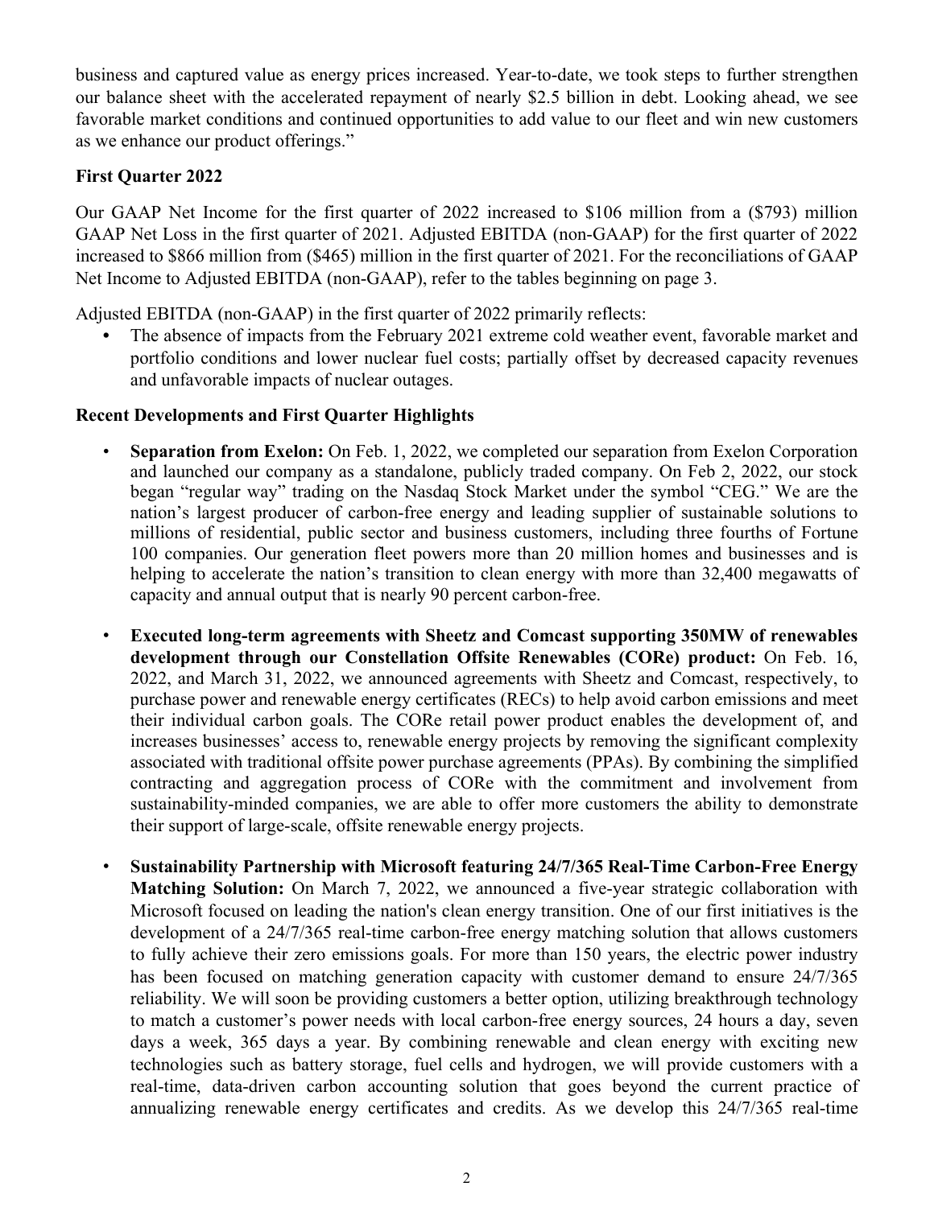business and captured value as energy prices increased. Year-to-date, we took steps to further strengthen our balance sheet with the accelerated repayment of nearly $2.5 billion in debt. Looking ahead, we see favorable market conditions and continued opportunities to add value to our fleet and win new customers as we enhance our product offerings."

**First Quarter 2022**

Our GAAP Net Income for the first quarter of 2022 increased to $106 million from a ($793) million GAAP Net Loss in the first quarter of 2021. Adjusted EBITDA (non-GAAP) for the first quarter of 2022 increased to $866 million from ($465) million in the first quarter of 2021. For the reconciliations of GAAP Net Income to Adjusted EBITDA (non-GAAP), refer to the tables beginning on page 3.

Adjusted EBITDA (non-GAAP) in the first quarter of 2022 primarily reflects:

- The absence of impacts from the February 2021 extreme cold weather event, favorable market and portfolio conditions and lower nuclear fuel costs; partially offset by decreased capacity revenues and unfavorable impacts of nuclear outages.

**Recent Developments and First Quarter Highlights**

- **Separation from Exelon:** On Feb. 1, 2022, we completed our separation from Exelon Corporation and launched our company as a standalone, publicly traded company. On Feb 2, 2022, our stock began "regular way" trading on the Nasdaq Stock Market under the symbol "CEG." We are the nation's largest producer of carbon-free energy and leading supplier of sustainable solutions to millions of residential, public sector and business customers, including three fourths of Fortune 100 companies. Our generation fleet powers more than 20 million homes and businesses and is helping to accelerate the nation's transition to clean energy with more than 32,400 megawatts of capacity and annual output that is nearly 90 percent carbon-free.

- **Executed long-term agreements with Sheetz and Comcast supporting 350MW of renewables development through our Constellation Offsite Renewables (CORe) product:** On Feb. 16, 2022, and March 31, 2022, we announced agreements with Sheetz and Comcast, respectively, to purchase power and renewable energy certificates (RECs) to help avoid carbon emissions and meet their individual carbon goals. The CORe retail power product enables the development of, and increases businesses' access to, renewable energy projects by removing the significant complexity associated with traditional offsite power purchase agreements (PPAs). By combining the simplified contracting and aggregation process of CORe with the commitment and involvement from sustainability-minded companies, we are able to offer more customers the ability to demonstrate their support of large-scale, offsite renewable energy projects.

- **Sustainability Partnership with Microsoft featuring 24/7/365 Real-Time Carbon-Free Energy Matching Solution:** On March 7, 2022, we announced a five-year strategic collaboration with Microsoft focused on leading the nation's clean energy transition. One of our first initiatives is the development of a 24/7/365 real-time carbon-free energy matching solution that allows customers to fully achieve their zero emissions goals. For more than 150 years, the electric power industry has been focused on matching generation capacity with customer demand to ensure 24/7/365 reliability. We will soon be providing customers a better option, utilizing breakthrough technology to match a customer's power needs with local carbon-free energy sources, 24 hours a day, seven days a week, 365 days a year. By combining renewable and clean energy with exciting new technologies such as battery storage, fuel cells and hydrogen, we will provide customers with a real-time, data-driven carbon accounting solution that goes beyond the current practice of annualizing renewable energy certificates and credits. As we develop this 24/7/365 real-time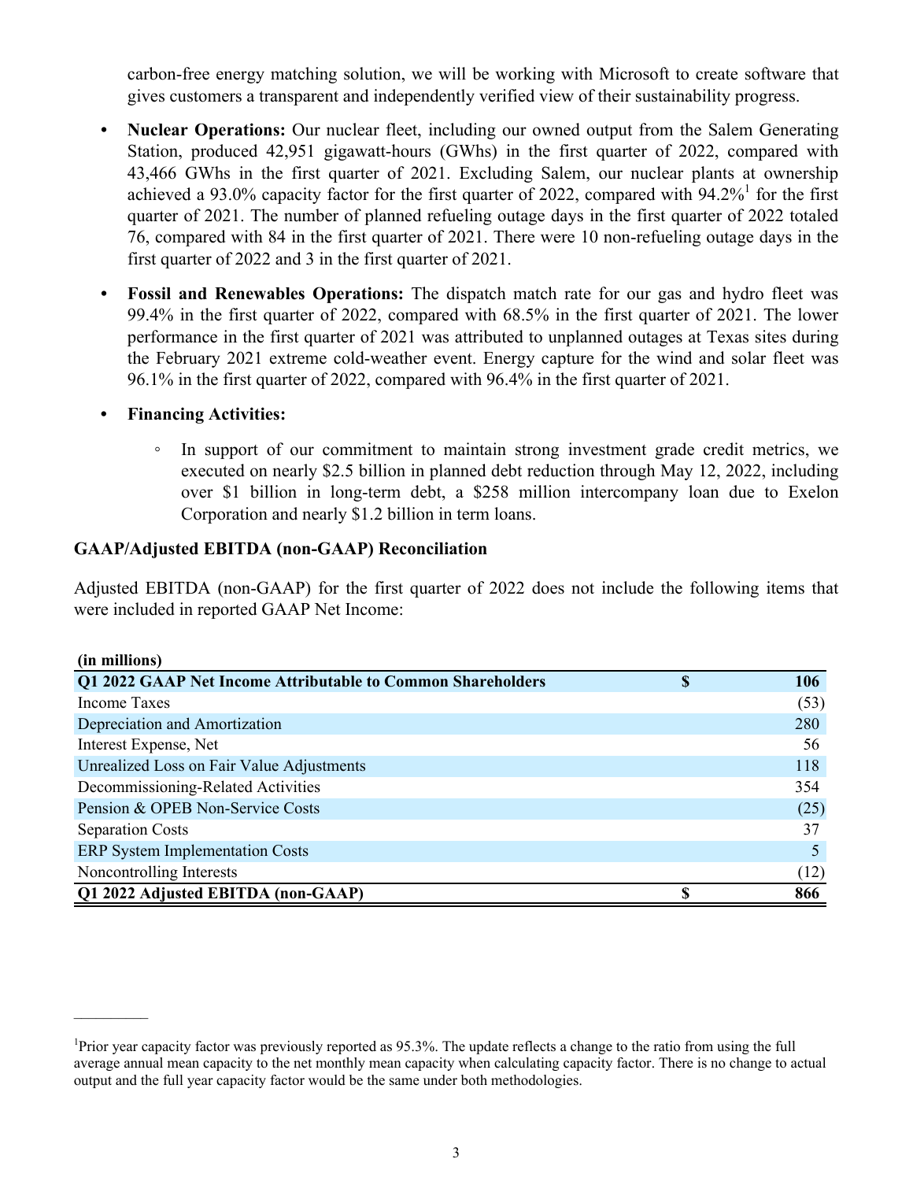carbon-free energy matching solution, we will be working with Microsoft to create software that gives customers a transparent and independently verified view of their sustainability progress.

- **Nuclear Operations:** Our nuclear fleet, including our owned output from the Salem Generating Station, produced 42,951 gigawatt-hours (GWhs) in the first quarter of 2022, compared with 43,466 GWhs in the first quarter of 2021. Excluding Salem, our nuclear plants at ownership achieved a 93.0% capacity factor for the first quarter of 2022, compared with 94.2%[1] for the first quarter of 2021. The number of planned refueling outage days in the first quarter of 2022 totaled 76, compared with 84 in the first quarter of 2021. There were 10 non-refueling outage days in the first quarter of 2022 and 3 in the first quarter of 2021.

- **Fossil and Renewables Operations:** The dispatch match rate for our gas and hydro fleet was 99.4% in the first quarter of 2022, compared with 68.5% in the first quarter of 2021. The lower performance in the first quarter of 2021 was attributed to unplanned outages at Texas sites during the February 2021 extreme cold-weather event. Energy capture for the wind and solar fleet was 96.1% in the first quarter of 2022, compared with 96.4% in the first quarter of 2021.

- **Financing Activities:**
    - In support of our commitment to maintain strong investment grade credit metrics, we executed on nearly $2.5 billion in planned debt reduction through May 12, 2022, including over $1 billion in long-term debt, a $258 million intercompany loan due to Exelon Corporation and nearly $1.2 billion in term loans.

**GAAP/Adjusted EBITDA (non-GAAP) Reconciliation**

Adjusted EBITDA (non-GAAP) for the first quarter of 2022 does not include the following items that were included in reported GAAP Net Income:

| (in millions) | | |
|---|---|---|
| **Q1 2022 GAAP Net Income Attributable to Common Shareholders** | **$** | **106** |
| Income Taxes | | (53) |
| Depreciation and Amortization | | 280 |
| Interest Expense, Net | | 56 |
| Unrealized Loss on Fair Value Adjustments | | 118 |
| Decommissioning-Related Activities | | 354 |
| Pension & OPEB Non-Service Costs | | (25) |
| Separation Costs | | 37 |
| ERP System Implementation Costs | | 5 |
| Noncontrolling Interests | | (12) |
| **Q1 2022 Adjusted EBITDA (non-GAAP)** | **$** | **866** |

---

[1]Prior year capacity factor was previously reported as 95.3%. The update reflects a change to the ratio from using the full average annual mean capacity to the net monthly mean capacity when calculating capacity factor. There is no change to actual output and the full year capacity factor would be the same under both methodologies.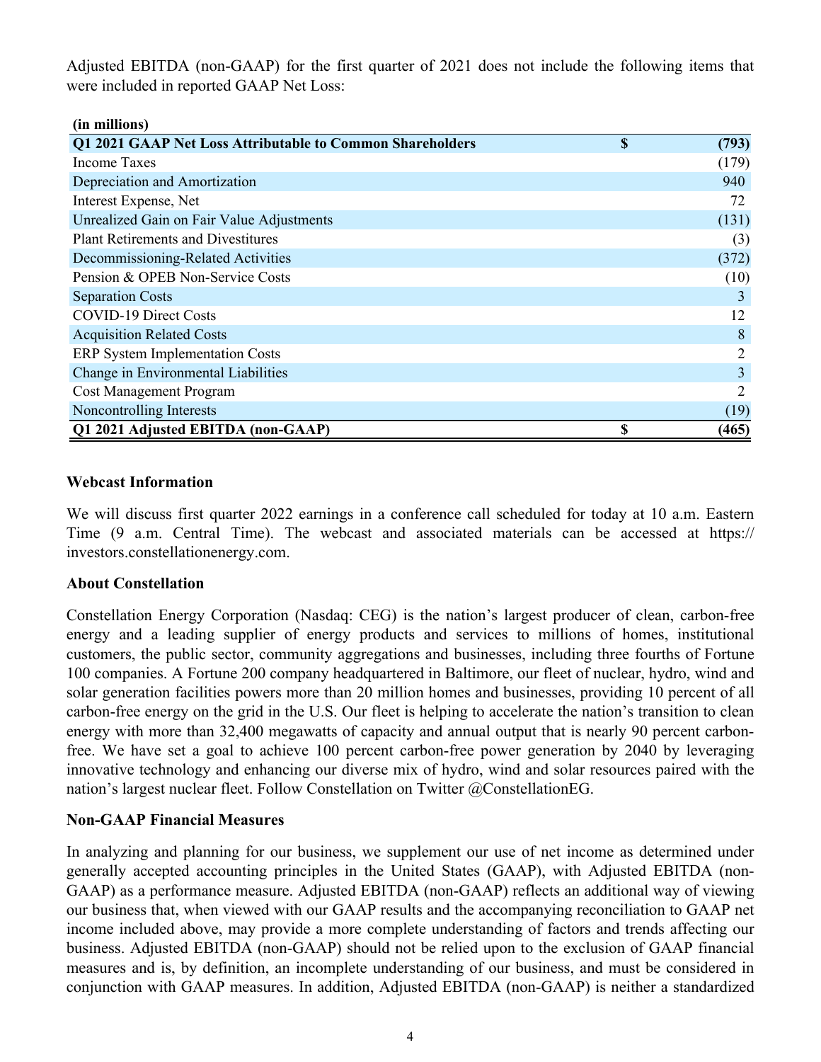Adjusted EBITDA (non-GAAP) for the first quarter of 2021 does not include the following items that were included in reported GAAP Net Loss:

| (in millions) | | |
|---|---|---|
| **Q1 2021 GAAP Net Loss Attributable to Common Shareholders** | **$** | **(793)** |
| Income Taxes | | (179) |
| Depreciation and Amortization | | 940 |
| Interest Expense, Net | | 72 |
| Unrealized Gain on Fair Value Adjustments | | (131) |
| Plant Retirements and Divestitures | | (3) |
| Decommissioning-Related Activities | | (372) |
| Pension & OPEB Non-Service Costs | | (10) |
| Separation Costs | | 3 |
| COVID-19 Direct Costs | | 12 |
| Acquisition Related Costs | | 8 |
| ERP System Implementation Costs | | 2 |
| Change in Environmental Liabilities | | 3 |
| Cost Management Program | | 2 |
| Noncontrolling Interests | | (19) |
| **Q1 2021 Adjusted EBITDA (non-GAAP)** | **$** | **(465)** |

### Webcast Information

We will discuss first quarter 2022 earnings in a conference call scheduled for today at 10 a.m. Eastern Time (9 a.m. Central Time). The webcast and associated materials can be accessed at https://investors.constellationenergy.com.

### About Constellation

Constellation Energy Corporation (Nasdaq: CEG) is the nation's largest producer of clean, carbon-free energy and a leading supplier of energy products and services to millions of homes, institutional customers, the public sector, community aggregations and businesses, including three fourths of Fortune 100 companies. A Fortune 200 company headquartered in Baltimore, our fleet of nuclear, hydro, wind and solar generation facilities powers more than 20 million homes and businesses, providing 10 percent of all carbon-free energy on the grid in the U.S. Our fleet is helping to accelerate the nation's transition to clean energy with more than 32,400 megawatts of capacity and annual output that is nearly 90 percent carbon-free. We have set a goal to achieve 100 percent carbon-free power generation by 2040 by leveraging innovative technology and enhancing our diverse mix of hydro, wind and solar resources paired with the nation's largest nuclear fleet. Follow Constellation on Twitter @ConstellationEG.

### Non-GAAP Financial Measures

In analyzing and planning for our business, we supplement our use of net income as determined under generally accepted accounting principles in the United States (GAAP), with Adjusted EBITDA (non-GAAP) as a performance measure. Adjusted EBITDA (non-GAAP) reflects an additional way of viewing our business that, when viewed with our GAAP results and the accompanying reconciliation to GAAP net income included above, may provide a more complete understanding of factors and trends affecting our business. Adjusted EBITDA (non-GAAP) should not be relied upon to the exclusion of GAAP financial measures and is, by definition, an incomplete understanding of our business, and must be considered in conjunction with GAAP measures. In addition, Adjusted EBITDA (non-GAAP) is neither a standardized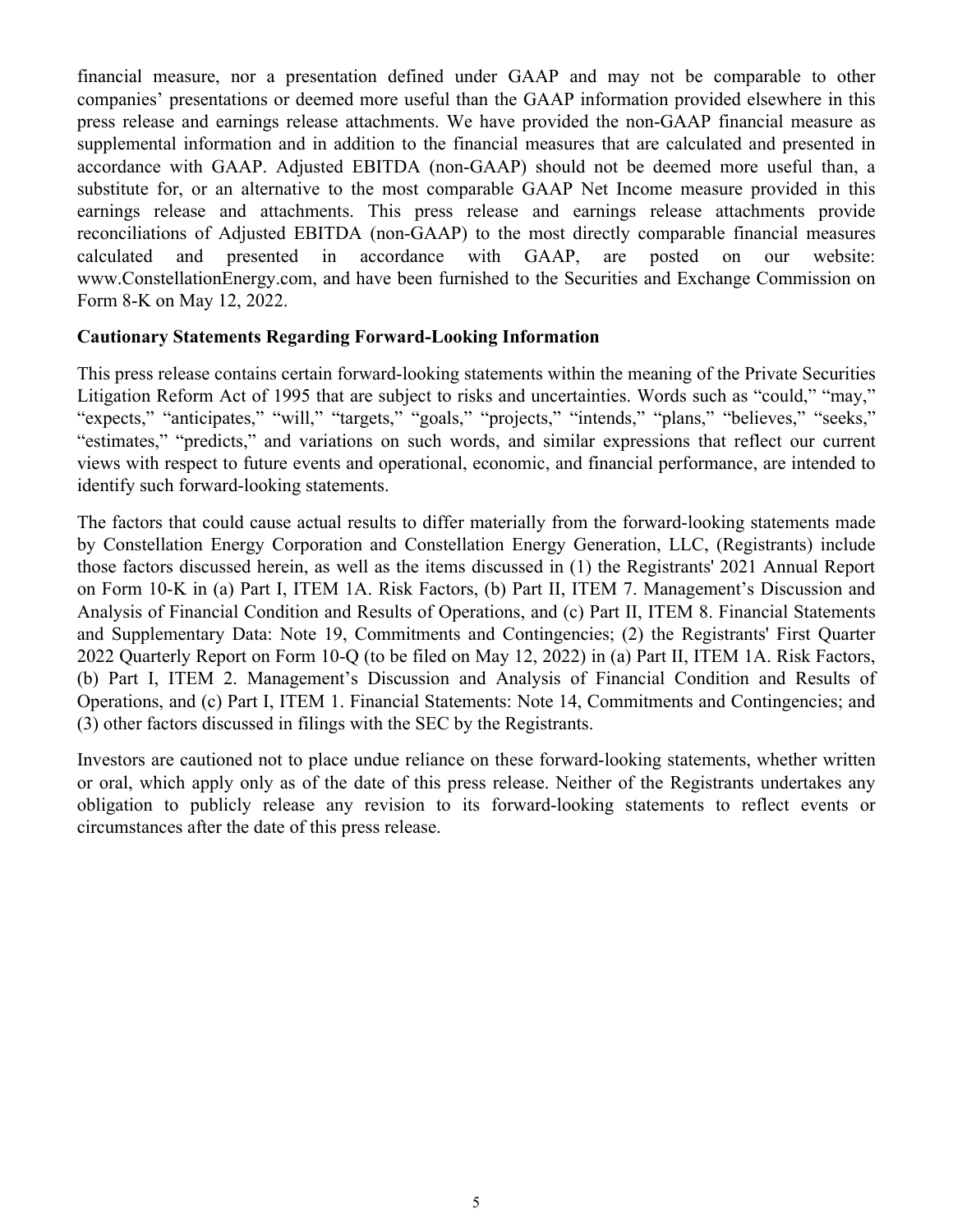financial measure, nor a presentation defined under GAAP and may not be comparable to other companies' presentations or deemed more useful than the GAAP information provided elsewhere in this press release and earnings release attachments. We have provided the non-GAAP financial measure as supplemental information and in addition to the financial measures that are calculated and presented in accordance with GAAP. Adjusted EBITDA (non-GAAP) should not be deemed more useful than, a substitute for, or an alternative to the most comparable GAAP Net Income measure provided in this earnings release and attachments. This press release and earnings release attachments provide reconciliations of Adjusted EBITDA (non-GAAP) to the most directly comparable financial measures calculated and presented in accordance with GAAP, are posted on our website: www.ConstellationEnergy.com, and have been furnished to the Securities and Exchange Commission on Form 8-K on May 12, 2022.

**Cautionary Statements Regarding Forward-Looking Information**

This press release contains certain forward-looking statements within the meaning of the Private Securities Litigation Reform Act of 1995 that are subject to risks and uncertainties. Words such as "could," "may," "expects," "anticipates," "will," "targets," "goals," "projects," "intends," "plans," "believes," "seeks," "estimates," "predicts," and variations on such words, and similar expressions that reflect our current views with respect to future events and operational, economic, and financial performance, are intended to identify such forward-looking statements.

The factors that could cause actual results to differ materially from the forward-looking statements made by Constellation Energy Corporation and Constellation Energy Generation, LLC, (Registrants) include those factors discussed herein, as well as the items discussed in (1) the Registrants' 2021 Annual Report on Form 10-K in (a) Part I, ITEM 1A. Risk Factors, (b) Part II, ITEM 7. Management's Discussion and Analysis of Financial Condition and Results of Operations, and (c) Part II, ITEM 8. Financial Statements and Supplementary Data: Note 19, Commitments and Contingencies; (2) the Registrants' First Quarter 2022 Quarterly Report on Form 10-Q (to be filed on May 12, 2022) in (a) Part II, ITEM 1A. Risk Factors, (b) Part I, ITEM 2. Management's Discussion and Analysis of Financial Condition and Results of Operations, and (c) Part I, ITEM 1. Financial Statements: Note 14, Commitments and Contingencies; and (3) other factors discussed in filings with the SEC by the Registrants.

Investors are cautioned not to place undue reliance on these forward-looking statements, whether written or oral, which apply only as of the date of this press release. Neither of the Registrants undertakes any obligation to publicly release any revision to its forward-looking statements to reflect events or circumstances after the date of this press release.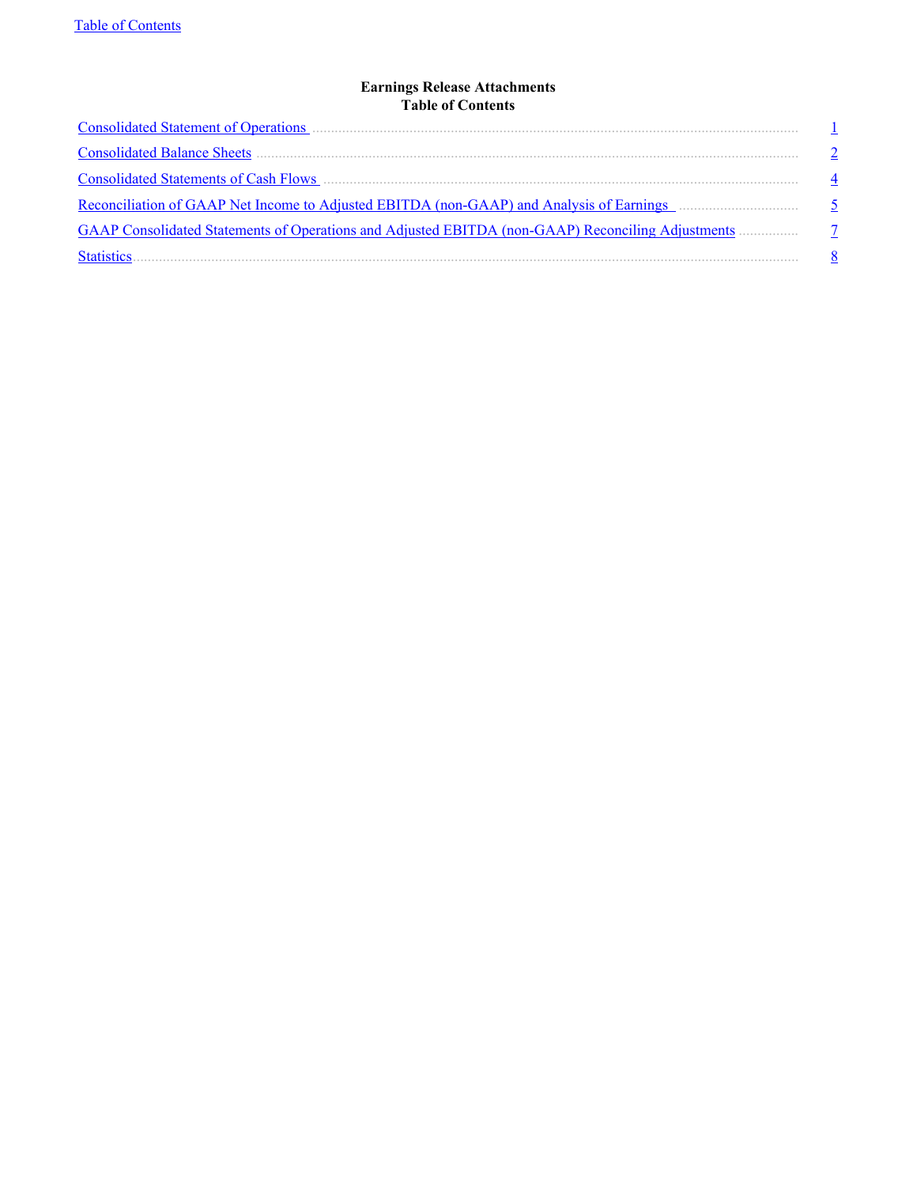# Earnings Release Attachments
## Table of Contents

| | |
|---|---|
| Consolidated Statement of Operations | 1 |
| Consolidated Balance Sheets | 2 |
| Consolidated Statements of Cash Flows | 4 |
| Reconciliation of GAAP Net Income to Adjusted EBITDA (non-GAAP) and Analysis of Earnings | 5 |
| GAAP Consolidated Statements of Operations and Adjusted EBITDA (non-GAAP) Reconciling Adjustments | 7 |
| Statistics | 8 |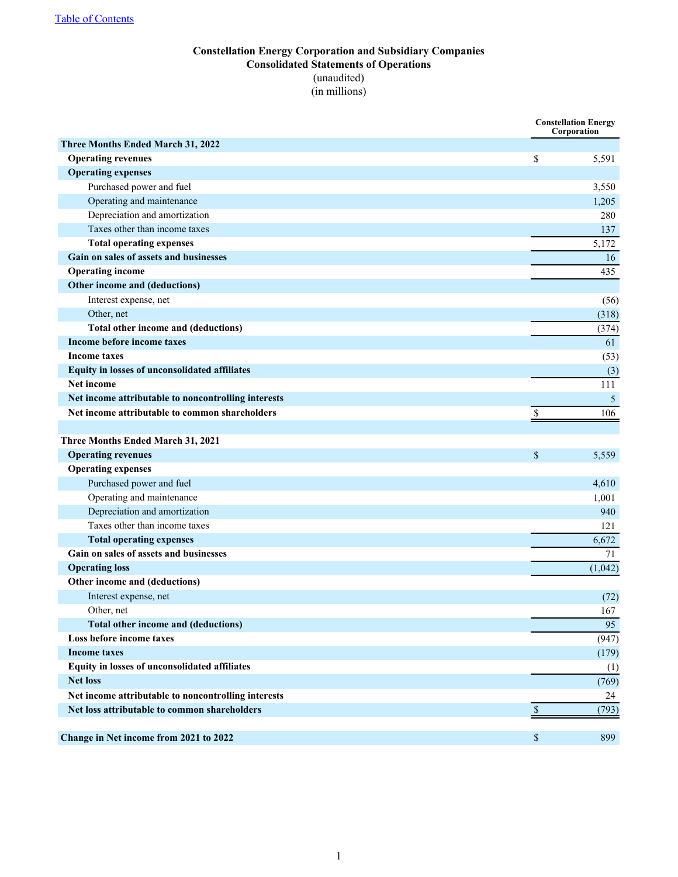# Constellation Energy Corporation and Subsidiary Companies
## Consolidated Statements of Operations
(unaudited)
(in millions)

| | Constellation Energy Corporation |
|---|---|
| **Three Months Ended March 31, 2022** | |
| **Operating revenues** | $ 5,591 |
| **Operating expenses** | |
| Purchased power and fuel | 3,550 |
| Operating and maintenance | 1,205 |
| Depreciation and amortization | 280 |
| Taxes other than income taxes | 137 |
| **Total operating expenses** | 5,172 |
| **Gain on sales of assets and businesses** | 16 |
| **Operating income** | 435 |
| **Other income and (deductions)** | |
| Interest expense, net | (56) |
| Other, net | (318) |
| **Total other income and (deductions)** | (374) |
| **Income before income taxes** | 61 |
| **Income taxes** | (53) |
| **Equity in losses of unconsolidated affiliates** | (3) |
| **Net income** | 111 |
| **Net income attributable to noncontrolling interests** | 5 |
| **Net income attributable to common shareholders** | $ 106 |
| | |
| **Three Months Ended March 31, 2021** | |
| **Operating revenues** | $ 5,559 |
| **Operating expenses** | |
| Purchased power and fuel | 4,610 |
| Operating and maintenance | 1,001 |
| Depreciation and amortization | 940 |
| Taxes other than income taxes | 121 |
| **Total operating expenses** | 6,672 |
| **Gain on sales of assets and businesses** | 71 |
| **Operating loss** | (1,042) |
| **Other income and (deductions)** | |
| Interest expense, net | (72) |
| Other, net | 167 |
| **Total other income and (deductions)** | 95 |
| **Loss before income taxes** | (947) |
| **Income taxes** | (179) |
| **Equity in losses of unconsolidated affiliates** | (1) |
| **Net loss** | (769) |
| **Net income attributable to noncontrolling interests** | 24 |
| **Net loss attributable to common shareholders** | $ (793) |
| | |
| **Change in Net income from 2021 to 2022** | $ 899 |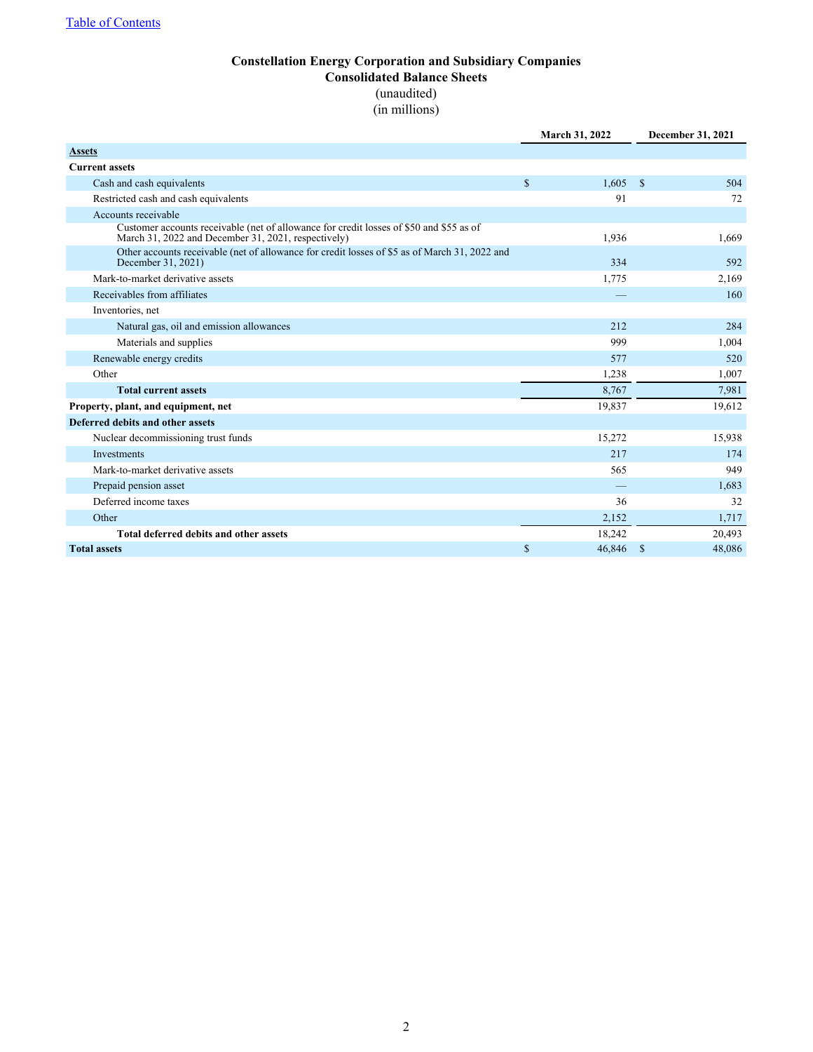[Table of Contents](#)

**Constellation Energy Corporation and Subsidiary Companies**
**Consolidated Balance Sheets**
(unaudited)
(in millions)

| | March 31, 2022 | December 31, 2021 |
|---|---|---|
| **Assets** | | |
| **Current assets** | | |
| Cash and cash equivalents | $ 1,605 | $ 504 |
| Restricted cash and cash equivalents | 91 | 72 |
| Accounts receivable | | |
| Customer accounts receivable (net of allowance for credit losses of $50 and $55 as of March 31, 2022 and December 31, 2021, respectively) | 1,936 | 1,669 |
| Other accounts receivable (net of allowance for credit losses of $5 as of March 31, 2022 and December 31, 2021) | 334 | 592 |
| Mark-to-market derivative assets | 1,775 | 2,169 |
| Receivables from affiliates | — | 160 |
| Inventories, net | | |
| Natural gas, oil and emission allowances | 212 | 284 |
| Materials and supplies | 999 | 1,004 |
| Renewable energy credits | 577 | 520 |
| Other | 1,238 | 1,007 |
| **Total current assets** | 8,767 | 7,981 |
| **Property, plant, and equipment, net** | 19,837 | 19,612 |
| **Deferred debits and other assets** | | |
| Nuclear decommissioning trust funds | 15,272 | 15,938 |
| Investments | 217 | 174 |
| Mark-to-market derivative assets | 565 | 949 |
| Prepaid pension asset | — | 1,683 |
| Deferred income taxes | 36 | 32 |
| Other | 2,152 | 1,717 |
| **Total deferred debits and other assets** | 18,242 | 20,493 |
| **Total assets** | $ 46,846 | $ 48,086 |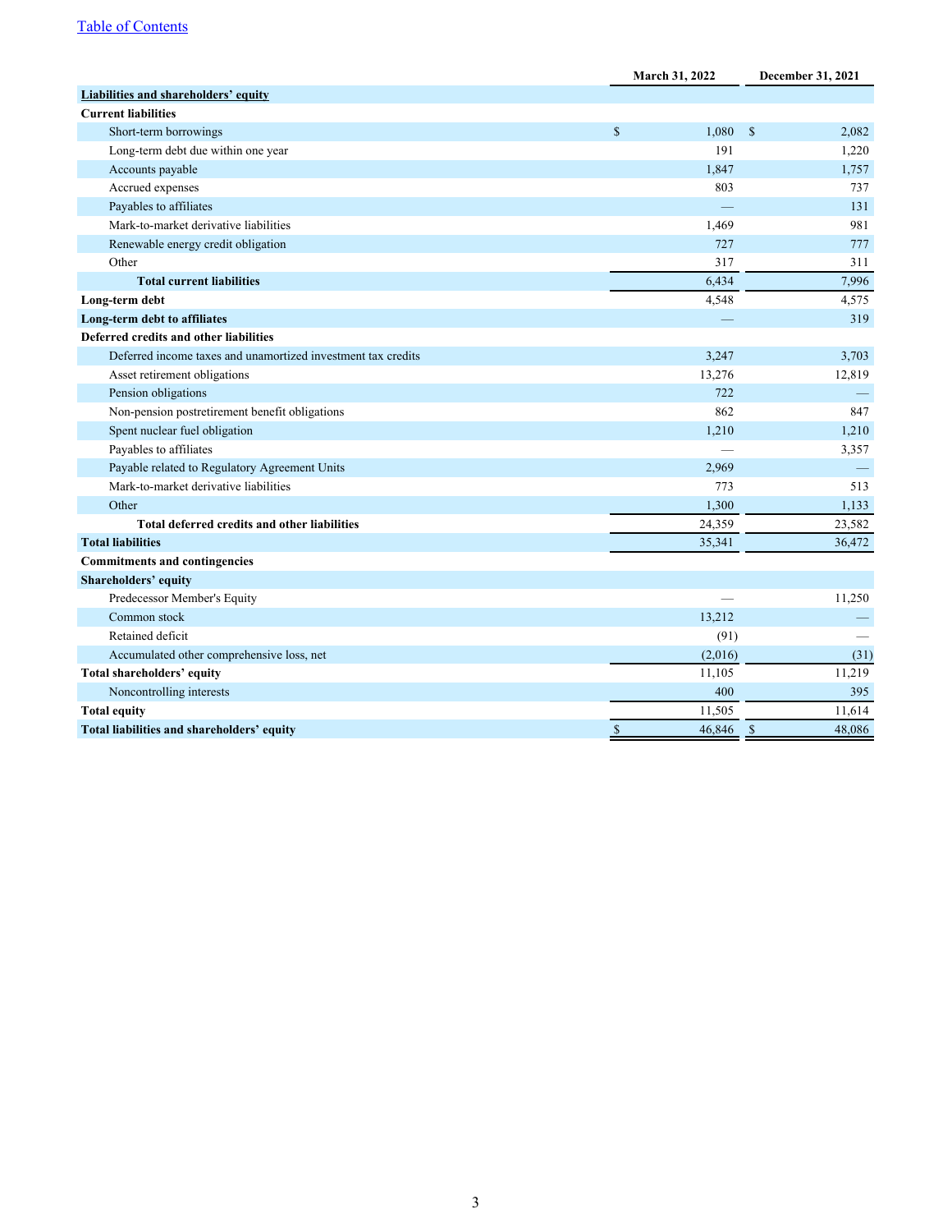[Table of Contents](#)

| | March 31, 2022 | December 31, 2021 |
|---|---|---|
| **Liabilities and shareholders' equity** | | |
| **Current liabilities** | | |
| Short-term borrowings | $ 1,080 | $ 2,082 |
| Long-term debt due within one year | 191 | 1,220 |
| Accounts payable | 1,847 | 1,757 |
| Accrued expenses | 803 | 737 |
| Payables to affiliates | — | 131 |
| Mark-to-market derivative liabilities | 1,469 | 981 |
| Renewable energy credit obligation | 727 | 777 |
| Other | 317 | 311 |
| **Total current liabilities** | 6,434 | 7,996 |
| **Long-term debt** | 4,548 | 4,575 |
| **Long-term debt to affiliates** | — | 319 |
| **Deferred credits and other liabilities** | | |
| Deferred income taxes and unamortized investment tax credits | 3,247 | 3,703 |
| Asset retirement obligations | 13,276 | 12,819 |
| Pension obligations | 722 | — |
| Non-pension postretirement benefit obligations | 862 | 847 |
| Spent nuclear fuel obligation | 1,210 | 1,210 |
| Payables to affiliates | — | 3,357 |
| Payable related to Regulatory Agreement Units | 2,969 | — |
| Mark-to-market derivative liabilities | 773 | 513 |
| Other | 1,300 | 1,133 |
| **Total deferred credits and other liabilities** | 24,359 | 23,582 |
| **Total liabilities** | 35,341 | 36,472 |
| **Commitments and contingencies** | | |
| **Shareholders' equity** | | |
| Predecessor Member's Equity | — | 11,250 |
| Common stock | 13,212 | — |
| Retained deficit | (91) | — |
| Accumulated other comprehensive loss, net | (2,016) | (31) |
| **Total shareholders' equity** | 11,105 | 11,219 |
| Noncontrolling interests | 400 | 395 |
| **Total equity** | 11,505 | 11,614 |
| **Total liabilities and shareholders' equity** | $ 46,846 | $ 48,086 |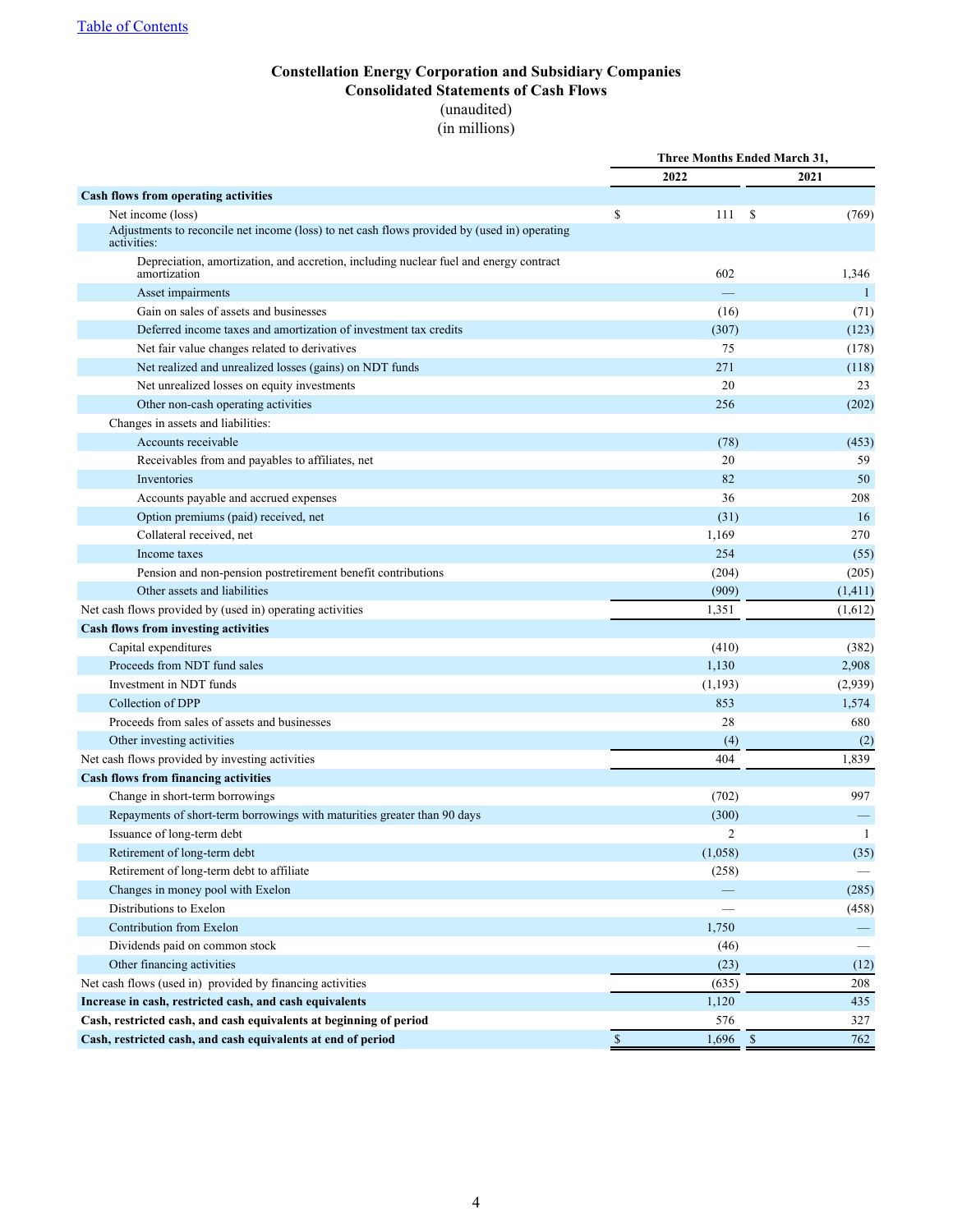[Table of Contents](#)

# Constellation Energy Corporation and Subsidiary Companies
## Consolidated Statements of Cash Flows
(unaudited)
(in millions)

| | Three Months Ended March 31, | |
|---|---|---|
| | 2022 | 2021 |
| **Cash flows from operating activities** | | |
| Net income (loss) | $ 111 | $ (769) |
| Adjustments to reconcile net income (loss) to net cash flows provided by (used in) operating activities: | | |
| Depreciation, amortization, and accretion, including nuclear fuel and energy contract amortization | 602 | 1,346 |
| Asset impairments | — | 1 |
| Gain on sales of assets and businesses | (16) | (71) |
| Deferred income taxes and amortization of investment tax credits | (307) | (123) |
| Net fair value changes related to derivatives | 75 | (178) |
| Net realized and unrealized losses (gains) on NDT funds | 271 | (118) |
| Net unrealized losses on equity investments | 20 | 23 |
| Other non-cash operating activities | 256 | (202) |
| Changes in assets and liabilities: | | |
| Accounts receivable | (78) | (453) |
| Receivables from and payables to affiliates, net | 20 | 59 |
| Inventories | 82 | 50 |
| Accounts payable and accrued expenses | 36 | 208 |
| Option premiums (paid) received, net | (31) | 16 |
| Collateral received, net | 1,169 | 270 |
| Income taxes | 254 | (55) |
| Pension and non-pension postretirement benefit contributions | (204) | (205) |
| Other assets and liabilities | (909) | (1,411) |
| Net cash flows provided by (used in) operating activities | 1,351 | (1,612) |
| **Cash flows from investing activities** | | |
| Capital expenditures | (410) | (382) |
| Proceeds from NDT fund sales | 1,130 | 2,908 |
| Investment in NDT funds | (1,193) | (2,939) |
| Collection of DPP | 853 | 1,574 |
| Proceeds from sales of assets and businesses | 28 | 680 |
| Other investing activities | (4) | (2) |
| Net cash flows provided by investing activities | 404 | 1,839 |
| **Cash flows from financing activities** | | |
| Change in short-term borrowings | (702) | 997 |
| Repayments of short-term borrowings with maturities greater than 90 days | (300) | — |
| Issuance of long-term debt | 2 | 1 |
| Retirement of long-term debt | (1,058) | (35) |
| Retirement of long-term debt to affiliate | (258) | — |
| Changes in money pool with Exelon | — | (285) |
| Distributions to Exelon | — | (458) |
| Contribution from Exelon | 1,750 | — |
| Dividends paid on common stock | (46) | — |
| Other financing activities | (23) | (12) |
| Net cash flows (used in) provided by financing activities | (635) | 208 |
| **Increase in cash, restricted cash, and cash equivalents** | 1,120 | 435 |
| **Cash, restricted cash, and cash equivalents at beginning of period** | 576 | 327 |
| **Cash, restricted cash, and cash equivalents at end of period** | $ 1,696 | $ 762 |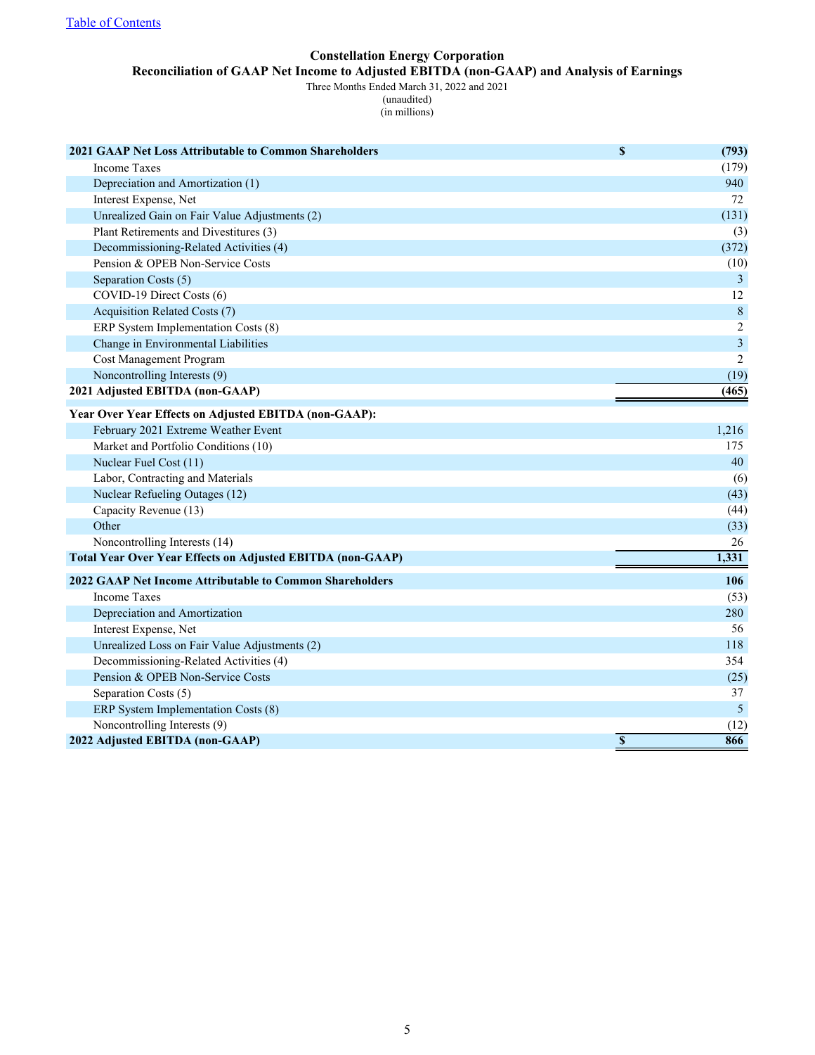[Table of Contents](#)

**Constellation Energy Corporation**
**Reconciliation of GAAP Net Income to Adjusted EBITDA (non-GAAP) and Analysis of Earnings**
Three Months Ended March 31, 2022 and 2021
(unaudited)
(in millions)

| | | |
|---|---|---|
| **2021 GAAP Net Loss Attributable to Common Shareholders** | **$** | **(793)** |
| Income Taxes | | (179) |
| Depreciation and Amortization (1) | | 940 |
| Interest Expense, Net | | 72 |
| Unrealized Gain on Fair Value Adjustments (2) | | (131) |
| Plant Retirements and Divestitures (3) | | (3) |
| Decommissioning-Related Activities (4) | | (372) |
| Pension & OPEB Non-Service Costs | | (10) |
| Separation Costs (5) | | 3 |
| COVID-19 Direct Costs (6) | | 12 |
| Acquisition Related Costs (7) | | 8 |
| ERP System Implementation Costs (8) | | 2 |
| Change in Environmental Liabilities | | 3 |
| Cost Management Program | | 2 |
| Noncontrolling Interests (9) | | (19) |
| **2021 Adjusted EBITDA (non-GAAP)** | | **(465)** |
| **Year Over Year Effects on Adjusted EBITDA (non-GAAP):** | | |
| February 2021 Extreme Weather Event | | 1,216 |
| Market and Portfolio Conditions (10) | | 175 |
| Nuclear Fuel Cost (11) | | 40 |
| Labor, Contracting and Materials | | (6) |
| Nuclear Refueling Outages (12) | | (43) |
| Capacity Revenue (13) | | (44) |
| Other | | (33) |
| Noncontrolling Interests (14) | | 26 |
| **Total Year Over Year Effects on Adjusted EBITDA (non-GAAP)** | | **1,331** |
| **2022 GAAP Net Income Attributable to Common Shareholders** | | **106** |
| Income Taxes | | (53) |
| Depreciation and Amortization | | 280 |
| Interest Expense, Net | | 56 |
| Unrealized Loss on Fair Value Adjustments (2) | | 118 |
| Decommissioning-Related Activities (4) | | 354 |
| Pension & OPEB Non-Service Costs | | (25) |
| Separation Costs (5) | | 37 |
| ERP System Implementation Costs (8) | | 5 |
| Noncontrolling Interests (9) | | (12) |
| **2022 Adjusted EBITDA (non-GAAP)** | **$** | **866** |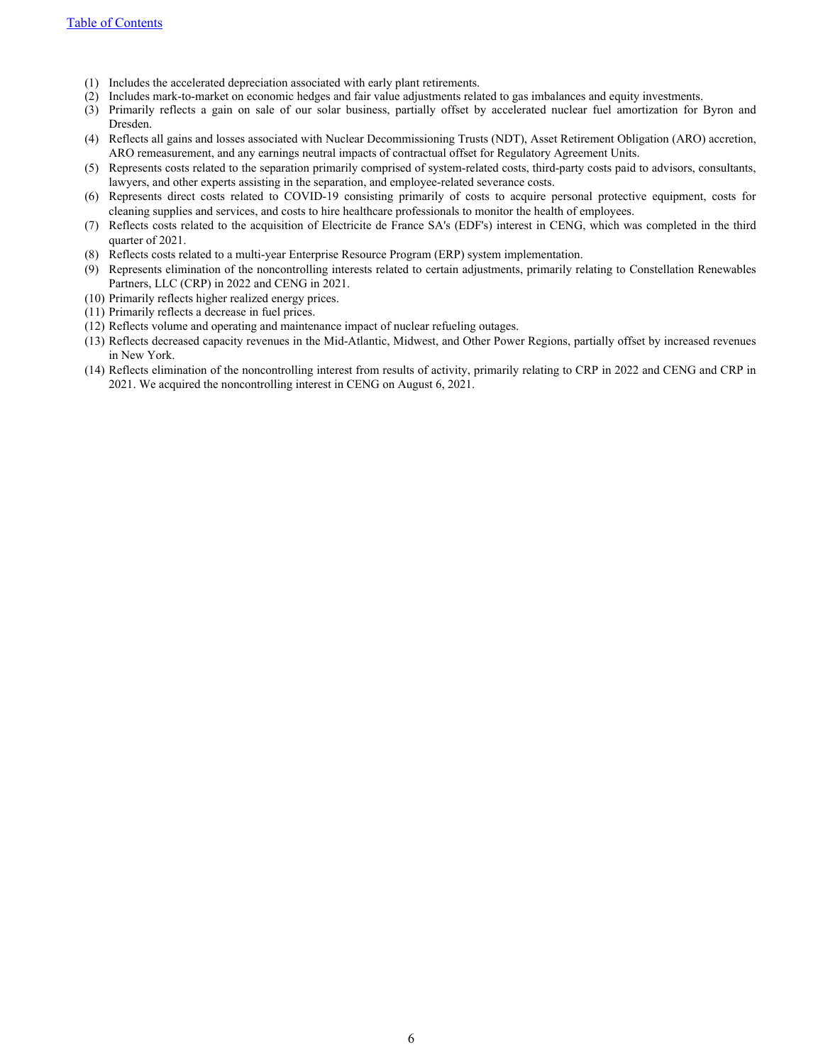(1) Includes the accelerated depreciation associated with early plant retirements.
(2) Includes mark-to-market on economic hedges and fair value adjustments related to gas imbalances and equity investments.
(3) Primarily reflects a gain on sale of our solar business, partially offset by accelerated nuclear fuel amortization for Byron and Dresden.
(4) Reflects all gains and losses associated with Nuclear Decommissioning Trusts (NDT), Asset Retirement Obligation (ARO) accretion, ARO remeasurement, and any earnings neutral impacts of contractual offset for Regulatory Agreement Units.
(5) Represents costs related to the separation primarily comprised of system-related costs, third-party costs paid to advisors, consultants, lawyers, and other experts assisting in the separation, and employee-related severance costs.
(6) Represents direct costs related to COVID-19 consisting primarily of costs to acquire personal protective equipment, costs for cleaning supplies and services, and costs to hire healthcare professionals to monitor the health of employees.
(7) Reflects costs related to the acquisition of Electricite de France SA's (EDF's) interest in CENG, which was completed in the third quarter of 2021.
(8) Reflects costs related to a multi-year Enterprise Resource Program (ERP) system implementation.
(9) Represents elimination of the noncontrolling interests related to certain adjustments, primarily relating to Constellation Renewables Partners, LLC (CRP) in 2022 and CENG in 2021.
(10) Primarily reflects higher realized energy prices.
(11) Primarily reflects a decrease in fuel prices.
(12) Reflects volume and operating and maintenance impact of nuclear refueling outages.
(13) Reflects decreased capacity revenues in the Mid-Atlantic, Midwest, and Other Power Regions, partially offset by increased revenues in New York.
(14) Reflects elimination of the noncontrolling interest from results of activity, primarily relating to CRP in 2022 and CENG and CRP in 2021. We acquired the noncontrolling interest in CENG on August 6, 2021.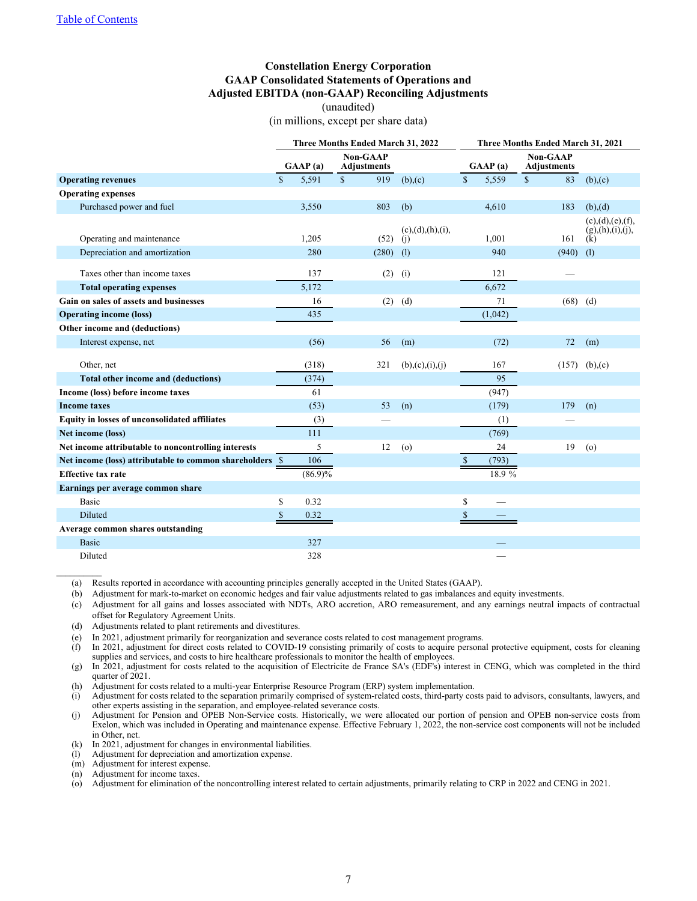[Table of Contents](#)

**Constellation Energy Corporation**
**GAAP Consolidated Statements of Operations and**
**Adjusted EBITDA (non-GAAP) Reconciling Adjustments**
(unaudited)
(in millions, except per share data)

| | Three Months Ended March 31, 2022 | | | Three Months Ended March 31, 2021 | | |
|---|---|---|---|---|---|---|
| | GAAP (a) | Non-GAAP Adjustments | | GAAP (a) | Non-GAAP Adjustments | |
| **Operating revenues** | $ 5,591 | $ 919 | (b),(c) | $ 5,559 | $ 83 | (b),(c) |
| **Operating expenses** | | | | | | |
| Purchased power and fuel | 3,550 | 803 | (b) | 4,610 | 183 | (b),(d) |
| Operating and maintenance | 1,205 | (52) | (c),(d),(h),(i),(j) | 1,001 | 161 | (c),(d),(e),(f),(g),(h),(i),(j),(k) |
| Depreciation and amortization | 280 | (280) | (l) | 940 | (940) | (l) |
| Taxes other than income taxes | 137 | (2) | (i) | 121 | — | |
| **Total operating expenses** | 5,172 | | | 6,672 | | |
| **Gain on sales of assets and businesses** | 16 | (2) | (d) | 71 | (68) | (d) |
| **Operating income (loss)** | 435 | | | (1,042) | | |
| **Other income and (deductions)** | | | | | | |
| Interest expense, net | (56) | 56 | (m) | (72) | 72 | (m) |
| Other, net | (318) | 321 | (b),(c),(i),(j) | 167 | (157) | (b),(c) |
| **Total other income and (deductions)** | (374) | | | 95 | | |
| **Income (loss) before income taxes** | 61 | | | (947) | | |
| **Income taxes** | (53) | 53 | (n) | (179) | 179 | (n) |
| **Equity in losses of unconsolidated affiliates** | (3) | — | | (1) | — | |
| **Net income (loss)** | 111 | | | (769) | | |
| **Net income attributable to noncontrolling interests** | 5 | 12 | (o) | 24 | 19 | (o) |
| **Net income (loss) attributable to common shareholders** | $ 106 | | | $ (793) | | |
| **Effective tax rate** | (86.9)% | | | 18.9 % | | |
| **Earnings per average common share** | | | | | | |
| Basic | $ 0.32 | | | $ — | | |
| Diluted | $ 0.32 | | | $ — | | |
| **Average common shares outstanding** | | | | | | |
| Basic | 327 | | | — | | |
| Diluted | 328 | | | — | | |

(a) Results reported in accordance with accounting principles generally accepted in the United States (GAAP).
(b) Adjustment for mark-to-market on economic hedges and fair value adjustments related to gas imbalances and equity investments.
(c) Adjustment for all gains and losses associated with NDTs, ARO accretion, ARO remeasurement, and any earnings neutral impacts of contractual offset for Regulatory Agreement Units.
(d) Adjustments related to plant retirements and divestitures.
(e) In 2021, adjustment primarily for reorganization and severance costs related to cost management programs.
(f) In 2021, adjustment for direct costs related to COVID-19 consisting primarily of costs to acquire personal protective equipment, costs for cleaning supplies and services, and costs to hire healthcare professionals to monitor the health of employees.
(g) In 2021, adjustment for costs related to the acquisition of Electricite de France SA's (EDF's) interest in CENG, which was completed in the third quarter of 2021.
(h) Adjustment for costs related to a multi-year Enterprise Resource Program (ERP) system implementation.
(i) Adjustment for costs related to the separation primarily comprised of system-related costs, third-party costs paid to advisors, consultants, lawyers, and other experts assisting in the separation, and employee-related severance costs.
(j) Adjustment for Pension and OPEB Non-Service costs. Historically, we were allocated our portion of pension and OPEB non-service costs from Exelon, which was included in Operating and maintenance expense. Effective February 1, 2022, the non-service cost components will not be included in Other, net.
(k) In 2021, adjustment for changes in environmental liabilities.
(l) Adjustment for depreciation and amortization expense.
(m) Adjustment for interest expense.
(n) Adjustment for income taxes.
(o) Adjustment for elimination of the noncontrolling interest related to certain adjustments, primarily relating to CRP in 2022 and CENG in 2021.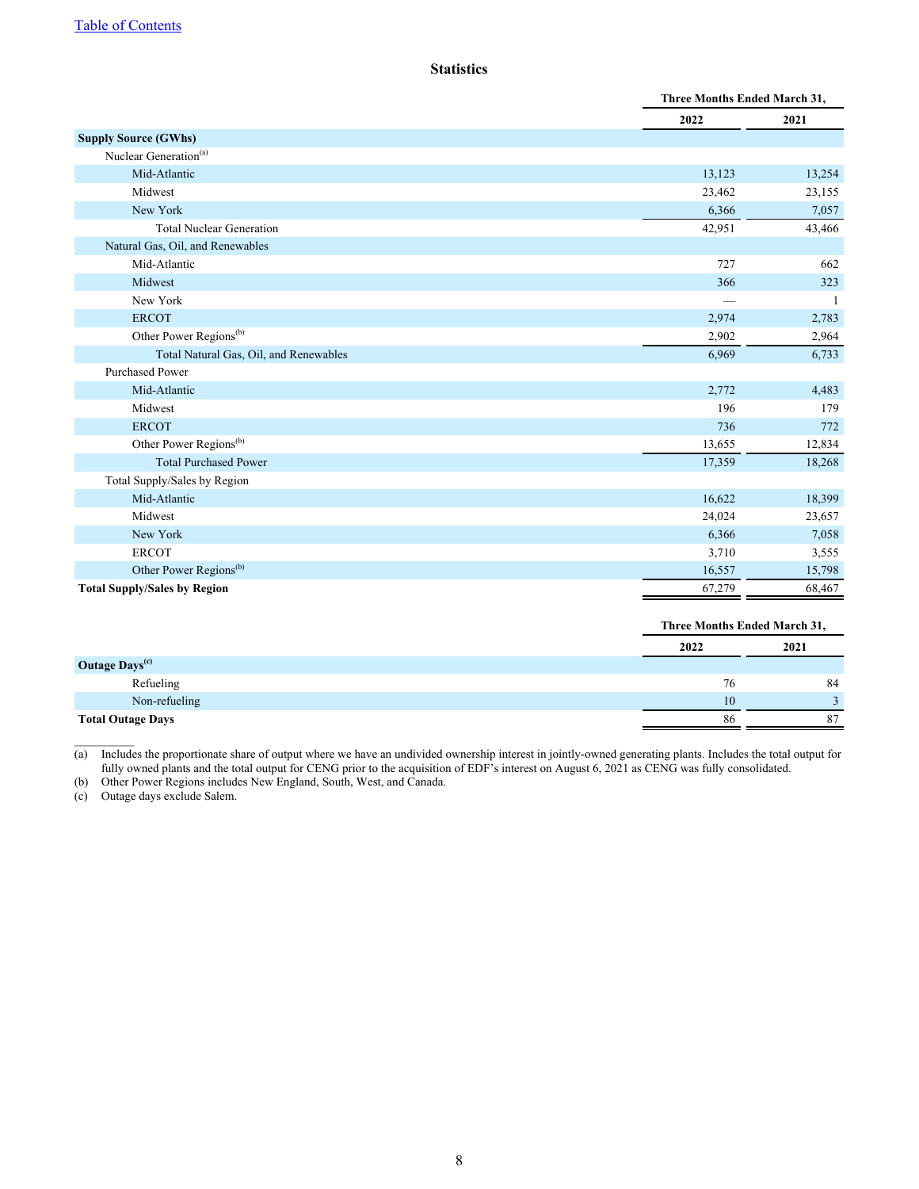Table of Contents

## Statistics

| | Three Months Ended March 31, | |
|---|---|---|
| | 2022 | 2021 |
| **Supply Source (GWhs)** | | |
| Nuclear Generation[(a)] | | |
| Mid-Atlantic | 13,123 | 13,254 |
| Midwest | 23,462 | 23,155 |
| New York | 6,366 | 7,057 |
| Total Nuclear Generation | 42,951 | 43,466 |
| Natural Gas, Oil, and Renewables | | |
| Mid-Atlantic | 727 | 662 |
| Midwest | 366 | 323 |
| New York | — | 1 |
| ERCOT | 2,974 | 2,783 |
| Other Power Regions[(b)] | 2,902 | 2,964 |
| Total Natural Gas, Oil, and Renewables | 6,969 | 6,733 |
| Purchased Power | | |
| Mid-Atlantic | 2,772 | 4,483 |
| Midwest | 196 | 179 |
| ERCOT | 736 | 772 |
| Other Power Regions[(b)] | 13,655 | 12,834 |
| Total Purchased Power | 17,359 | 18,268 |
| Total Supply/Sales by Region | | |
| Mid-Atlantic | 16,622 | 18,399 |
| Midwest | 24,024 | 23,657 |
| New York | 6,366 | 7,058 |
| ERCOT | 3,710 | 3,555 |
| Other Power Regions[(b)] | 16,557 | 15,798 |
| **Total Supply/Sales by Region** | 67,279 | 68,467 |

| | Three Months Ended March 31, | |
|---|---|---|
| | 2022 | 2021 |
| **Outage Days[(c)]** | | |
| Refueling | 76 | 84 |
| Non-refueling | 10 | 3 |
| **Total Outage Days** | 86 | 87 |

(a) Includes the proportionate share of output where we have an undivided ownership interest in jointly-owned generating plants. Includes the total output for fully owned plants and the total output for CENG prior to the acquisition of EDF's interest on August 6, 2021 as CENG was fully consolidated.

(b) Other Power Regions includes New England, South, West, and Canada.

(c) Outage days exclude Salem.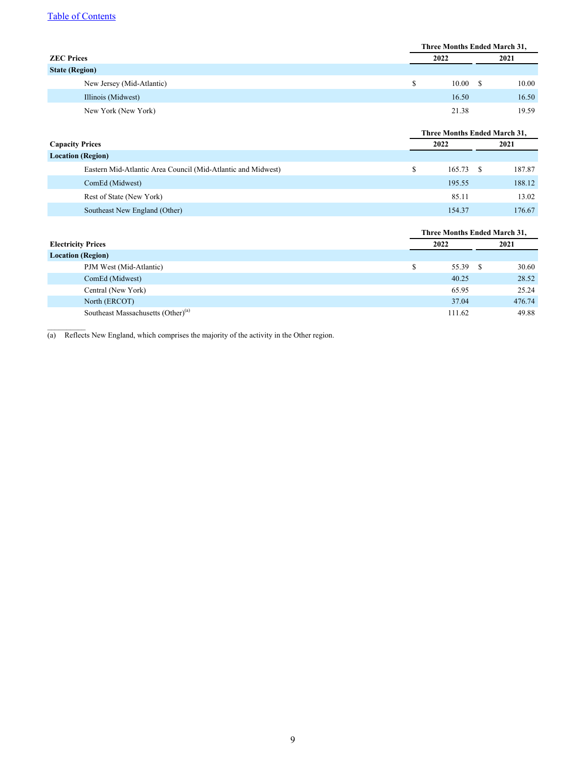| ZEC Prices | Three Months Ended March 31, | |
|---|---|---|
| | 2022 | 2021 |
| **State (Region)** | | |
| New Jersey (Mid-Atlantic) | $ 10.00 | $ 10.00 |
| Illinois (Midwest) | 16.50 | 16.50 |
| New York (New York) | 21.38 | 19.59 |

| Capacity Prices | Three Months Ended March 31, | |
|---|---|---|
| | 2022 | 2021 |
| **Location (Region)** | | |
| Eastern Mid-Atlantic Area Council (Mid-Atlantic and Midwest) | $ 165.73 | $ 187.87 |
| ComEd (Midwest) | 195.55 | 188.12 |
| Rest of State (New York) | 85.11 | 13.02 |
| Southeast New England (Other) | 154.37 | 176.67 |

| Electricity Prices | Three Months Ended March 31, | |
|---|---|---|
| | 2022 | 2021 |
| **Location (Region)** | | |
| PJM West (Mid-Atlantic) | $ 55.39 | $ 30.60 |
| ComEd (Midwest) | 40.25 | 28.52 |
| Central (New York) | 65.95 | 25.24 |
| North (ERCOT) | 37.04 | 476.74 |
| Southeast Massachusetts (Other)[a] | 111.62 | 49.88 |

(a) Reflects New England, which comprises the majority of the activity in the Other region.